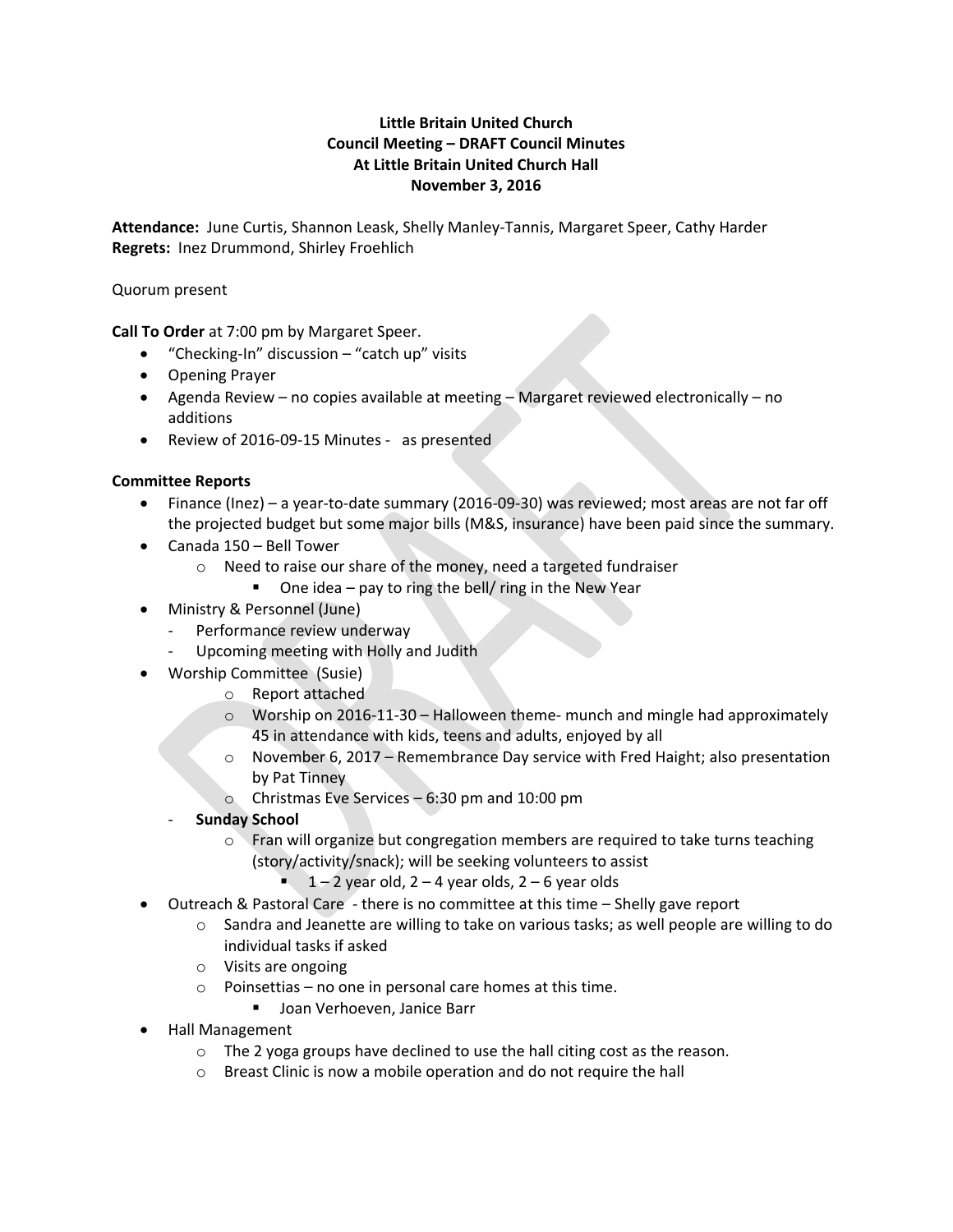**Little Britain United Church**
**Council Meeting – DRAFT Council Minutes**
**At Little Britain United Church Hall**
**November 3, 2016**

**Attendance:** June Curtis, Shannon Leask, Shelly Manley-Tannis, Margaret Speer, Cathy Harder
**Regrets:** Inez Drummond, Shirley Froehlich

Quorum present

**Call To Order** at 7:00 pm by Margaret Speer.

- "Checking-In" discussion – "catch up" visits
- Opening Prayer
- Agenda Review – no copies available at meeting – Margaret reviewed electronically – no additions
- Review of 2016-09-15 Minutes - as presented

**Committee Reports**

- Finance (Inez) – a year-to-date summary (2016-09-30) was reviewed; most areas are not far off the projected budget but some major bills (M&S, insurance) have been paid since the summary.
- Canada 150 – Bell Tower
  - Need to raise our share of the money, need a targeted fundraiser
    - One idea – pay to ring the bell/ ring in the New Year
- Ministry & Personnel (June)
  - Performance review underway
  - Upcoming meeting with Holly and Judith
- Worship Committee (Susie)
  - Report attached
  - Worship on 2016-11-30 – Halloween theme- munch and mingle had approximately 45 in attendance with kids, teens and adults, enjoyed by all
  - November 6, 2017 – Remembrance Day service with Fred Haight; also presentation by Pat Tinney
  - Christmas Eve Services – 6:30 pm and 10:00 pm
  - **Sunday School**
    - Fran will organize but congregation members are required to take turns teaching (story/activity/snack); will be seeking volunteers to assist
      - 1 – 2 year old, 2 – 4 year olds, 2 – 6 year olds
- Outreach & Pastoral Care - there is no committee at this time – Shelly gave report
  - Sandra and Jeanette are willing to take on various tasks; as well people are willing to do individual tasks if asked
  - Visits are ongoing
  - Poinsettias – no one in personal care homes at this time.
    - Joan Verhoeven, Janice Barr
- Hall Management
  - The 2 yoga groups have declined to use the hall citing cost as the reason.
  - Breast Clinic is now a mobile operation and do not require the hall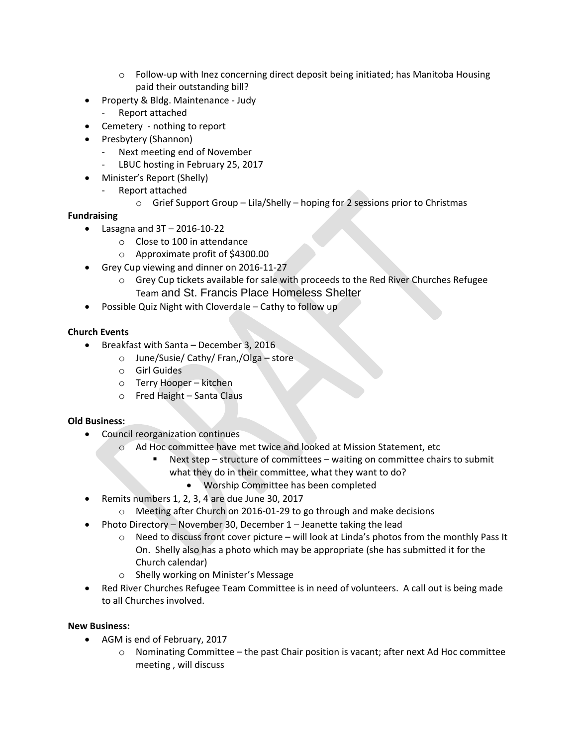- Follow-up with Inez concerning direct deposit being initiated; has Manitoba Housing paid their outstanding bill?
- Property & Bldg. Maintenance - Judy
  - Report attached
- Cemetery - nothing to report
- Presbytery (Shannon)
  - Next meeting end of November
  - LBUC hosting in February 25, 2017
- Minister's Report (Shelly)
  - Report attached
    - Grief Support Group – Lila/Shelly – hoping for 2 sessions prior to Christmas

**Fundraising**

- Lasagna and 3T – 2016-10-22
  - Close to 100 in attendance
  - Approximate profit of $4300.00
- Grey Cup viewing and dinner on 2016-11-27
  - Grey Cup tickets available for sale with proceeds to the Red River Churches Refugee Team and St. Francis Place Homeless Shelter
- Possible Quiz Night with Cloverdale – Cathy to follow up

**Church Events**

- Breakfast with Santa – December 3, 2016
  - June/Susie/ Cathy/ Fran,/Olga – store
  - Girl Guides
  - Terry Hooper – kitchen
  - Fred Haight – Santa Claus

**Old Business:**

- Council reorganization continues
  - Ad Hoc committee have met twice and looked at Mission Statement, etc
    - Next step – structure of committees – waiting on committee chairs to submit what they do in their committee, what they want to do?
      - Worship Committee has been completed
- Remits numbers 1, 2, 3, 4 are due June 30, 2017
  - Meeting after Church on 2016-01-29 to go through and make decisions
- Photo Directory – November 30, December 1 – Jeanette taking the lead
  - Need to discuss front cover picture – will look at Linda's photos from the monthly Pass It On. Shelly also has a photo which may be appropriate (she has submitted it for the Church calendar)
  - Shelly working on Minister's Message
- Red River Churches Refugee Team Committee is in need of volunteers. A call out is being made to all Churches involved.

**New Business:**

- AGM is end of February, 2017
  - Nominating Committee – the past Chair position is vacant; after next Ad Hoc committee meeting , will discuss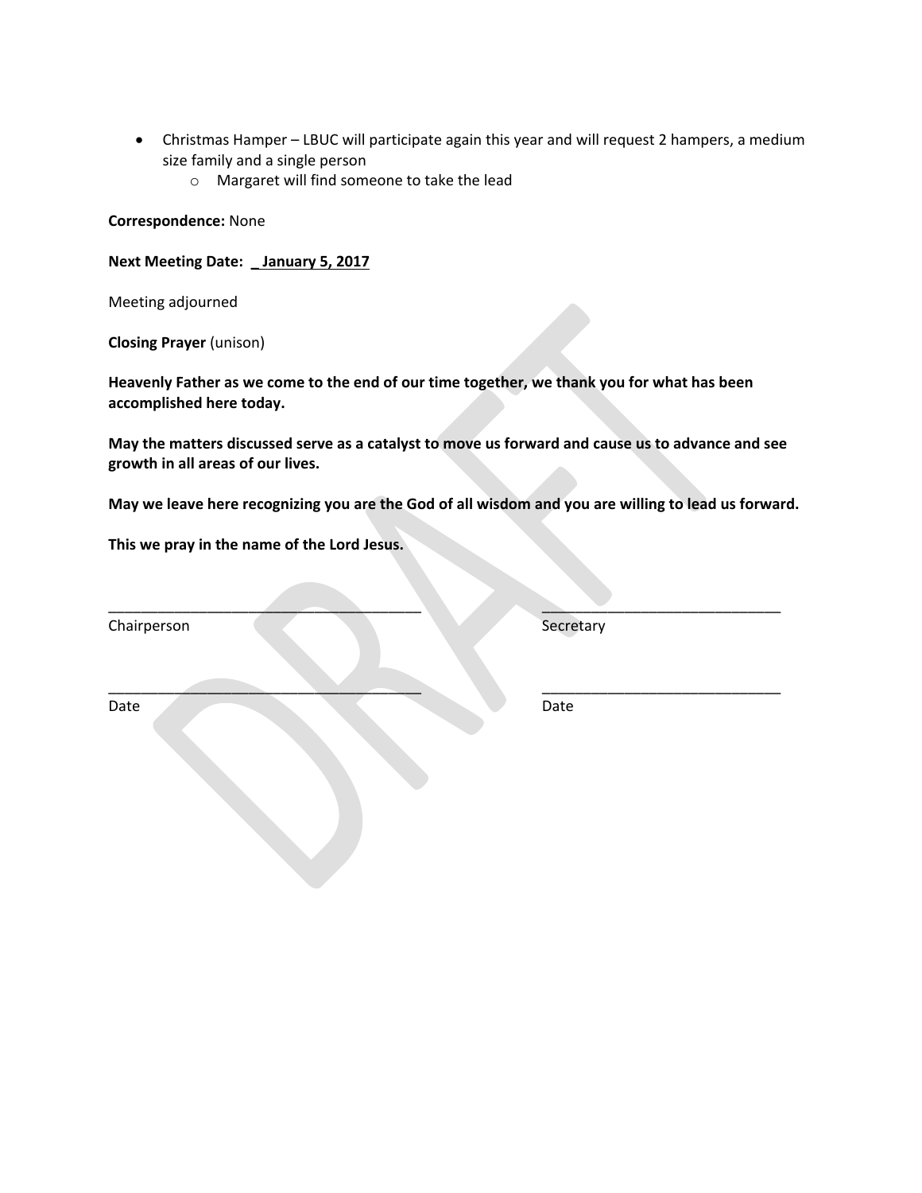- Christmas Hamper – LBUC will participate again this year and will request 2 hampers, a medium size family and a single person
  - Margaret will find someone to take the lead

**Correspondence:** None

**Next Meeting Date:** _**January 5, 2017**

Meeting adjourned

**Closing Prayer** (unison)

**Heavenly Father as we come to the end of our time together, we thank you for what has been accomplished here today.**

**May the matters discussed serve as a catalyst to move us forward and cause us to advance and see growth in all areas of our lives.**

**May we leave here recognizing you are the God of all wisdom and you are willing to lead us forward.**

**This we pray in the name of the Lord Jesus.**

_______________________________________
Chairperson

_______________________________________
Secretary

_______________________________________
Date

_______________________________________
Date